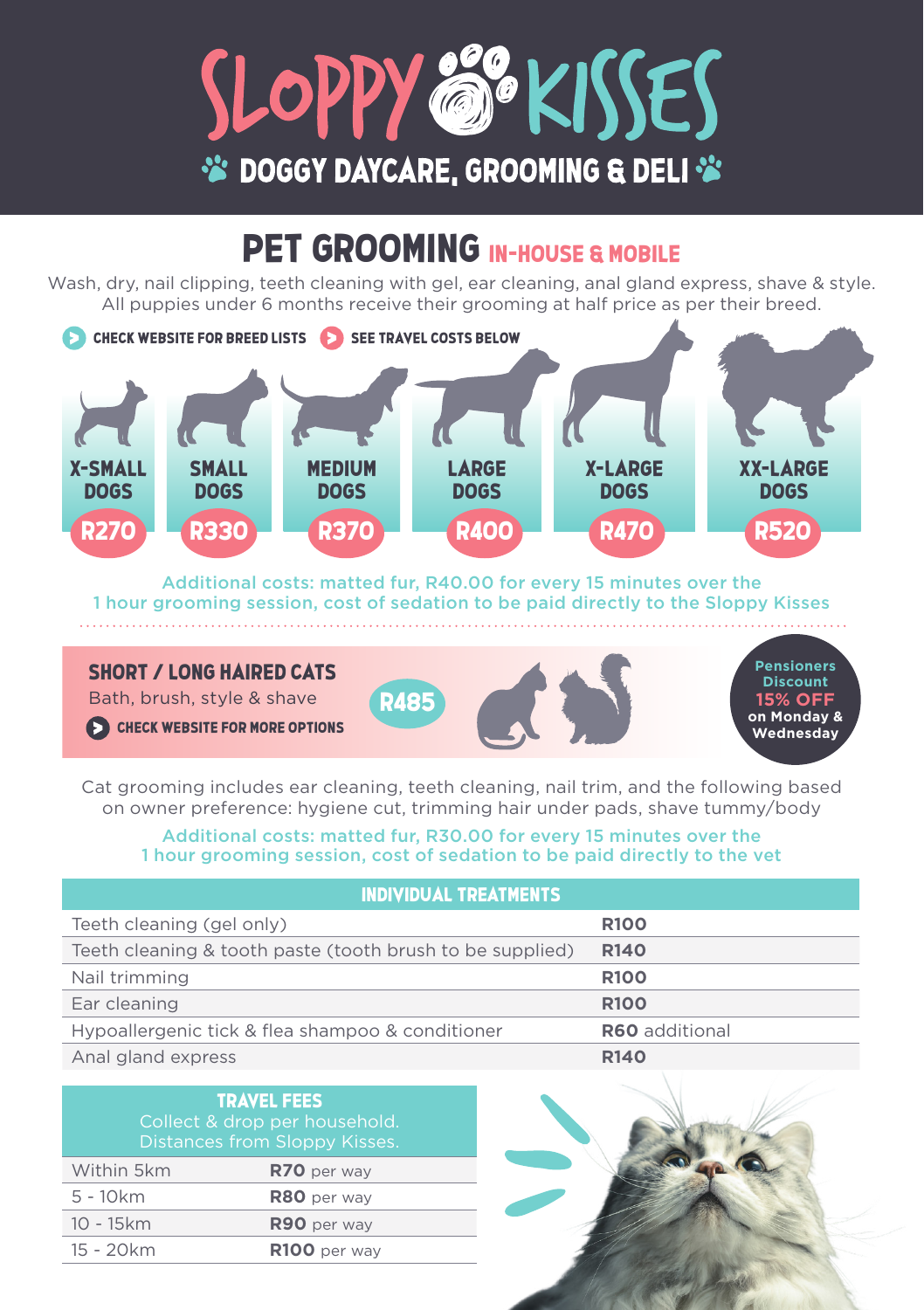# SLOPPY KISSES

**DOGGY DAYCARE, GROOMING & DELI**

## PET GROOMING IN-HOUSE & MOBILE

Wash, dry, nail clipping, teeth cleaning with gel, ear cleaning, anal gland express, shave & style.
All puppies under 6 months receive their grooming at half price as per their breed.

**CHECK WEBSITE FOR BREED LISTS** **SEE TRAVEL COSTS BELOW**

| X-SMALL DOGS | SMALL DOGS | MEDIUM DOGS | LARGE DOGS | X-LARGE DOGS | XX-LARGE DOGS |
|---|---|---|---|---|---|
| R270 | R330 | R370 | R400 | R470 | R520 |

Additional costs: matted fur, R40.00 for every 15 minutes over the 1 hour grooming session, cost of sedation to be paid directly to the Sloppy Kisses

### SHORT / LONG HAIRED CATS

Bath, brush, style & shave **R485**

**CHECK WEBSITE FOR MORE OPTIONS**

**Pensioners Discount 15% OFF on Monday & Wednesday**

Cat grooming includes ear cleaning, teeth cleaning, nail trim, and the following based on owner preference: hygiene cut, trimming hair under pads, shave tummy/body

Additional costs: matted fur, R30.00 for every 15 minutes over the 1 hour grooming session, cost of sedation to be paid directly to the vet

| INDIVIDUAL TREATMENTS | |
|---|---|
| Teeth cleaning (gel only) | **R100** |
| Teeth cleaning & tooth paste (tooth brush to be supplied) | **R140** |
| Nail trimming | **R100** |
| Ear cleaning | **R100** |
| Hypoallergenic tick & flea shampoo & conditioner | **R60** additional |
| Anal gland express | **R140** |

**TRAVEL FEES**
Collect & drop per household.
Distances from Sloppy Kisses.

| Distance | Fee |
|---|---|
| Within 5km | **R70** per way |
| 5 - 10km | **R80** per way |
| 10 - 15km | **R90** per way |
| 15 - 20km | **R100** per way |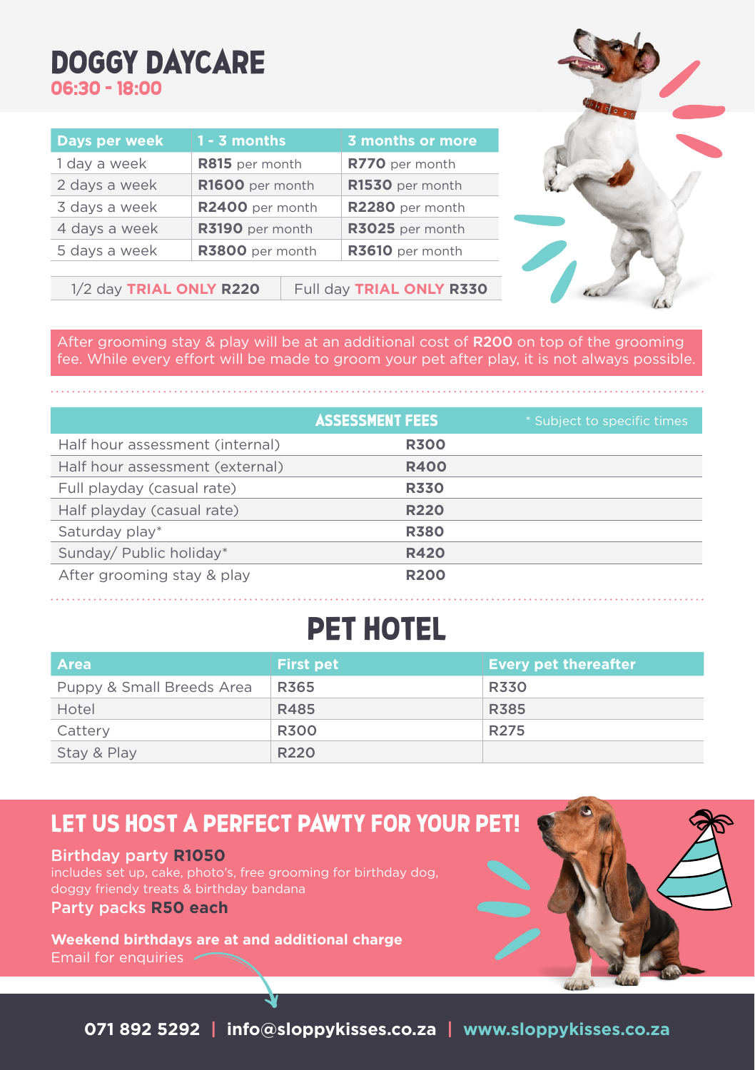# DOGGY DAYCARE

**06:30 - 18:00**

| Days per week | 1 - 3 months | 3 months or more |
|---|---|---|
| 1 day a week | **R815** per month | **R770** per month |
| 2 days a week | **R1600** per month | **R1530** per month |
| 3 days a week | **R2400** per month | **R2280** per month |
| 4 days a week | **R3190** per month | **R3025** per month |
| 5 days a week | **R3800** per month | **R3610** per month |

| | |
|---|---|
| 1/2 day **TRIAL ONLY R220** | Full day **TRIAL ONLY R330** |

After grooming stay & play will be at an additional cost of **R200** on top of the grooming fee. While every effort will be made to groom your pet after play, it is not always possible.

| ASSESSMENT FEES | | * Subject to specific times |
|---|---|---|
| Half hour assessment (internal) | **R300** | |
| Half hour assessment (external) | **R400** | |
| Full playday (casual rate) | **R330** | |
| Half playday (casual rate) | **R220** | |
| Saturday play* | **R380** | |
| Sunday/ Public holiday* | **R420** | |
| After grooming stay & play | **R200** | |

# PET HOTEL

| Area | First pet | Every pet thereafter |
|---|---|---|
| Puppy & Small Breeds Area | R365 | R330 |
| Hotel | R485 | R385 |
| Cattery | R300 | R275 |
| Stay & Play | R220 | |

## LET US HOST A PERFECT PAWTY FOR YOUR PET!

**Birthday party R1050**
includes set up, cake, photo's, free grooming for birthday dog, doggy friendy treats & birthday bandana

**Party packs R50 each**

**Weekend birthdays are at and additional charge**
Email for enquiries

**071 892 5292** | **info@sloppykisses.co.za** | **www.sloppykisses.co.za**